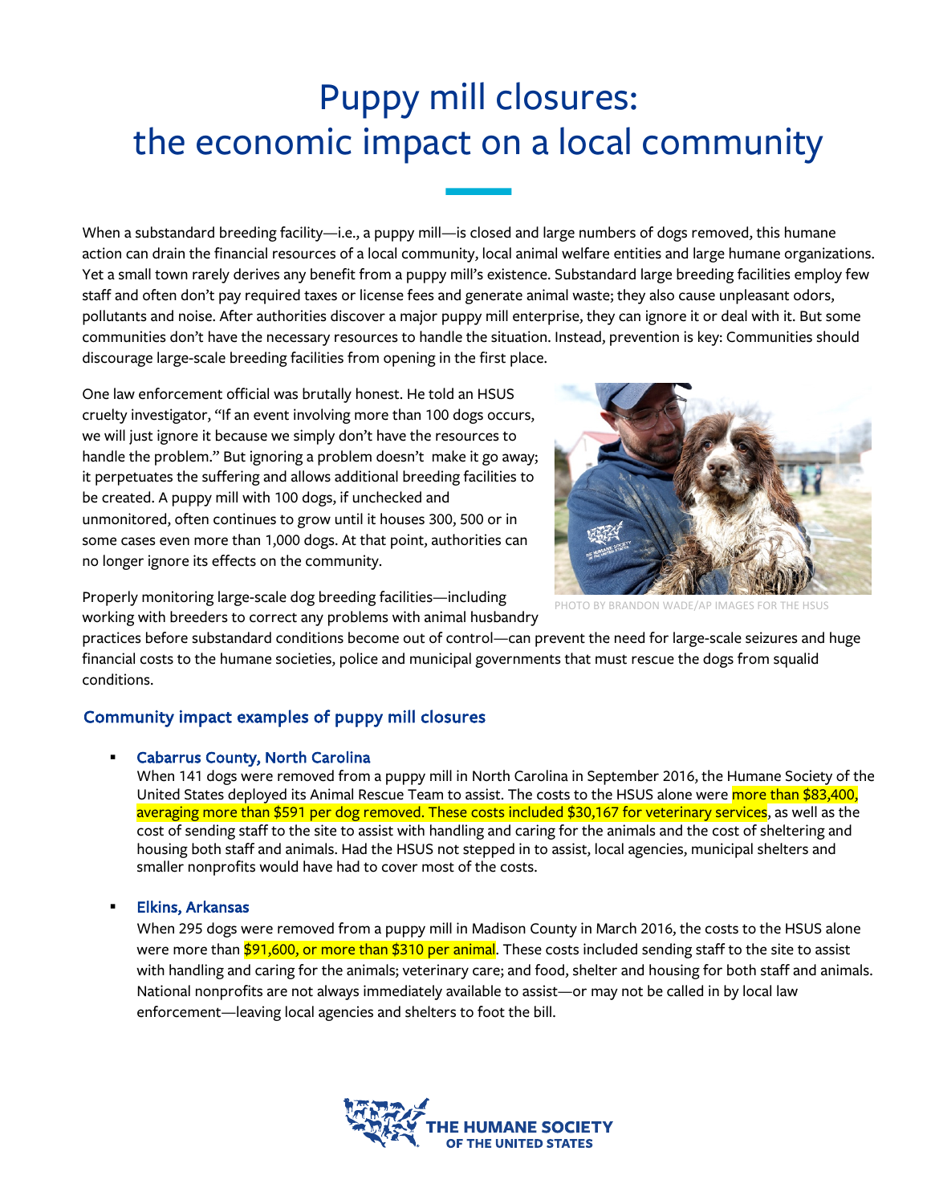# Puppy mill closures: the economic impact on a local community

When a substandard breeding facility—i.e., a puppy mill—is closed and large numbers of dogs removed, this humane action can drain the financial resources of a local community, local animal welfare entities and large humane organizations. Yet a small town rarely derives any benefit from a puppy mill's existence. Substandard large breeding facilities employ few staff and often don't pay required taxes or license fees and generate animal waste; they also cause unpleasant odors, pollutants and noise. After authorities discover a major puppy mill enterprise, they can ignore it or deal with it. But some communities don't have the necessary resources to handle the situation. Instead, prevention is key: Communities should discourage large-scale breeding facilities from opening in the first place.

One law enforcement official was brutally honest. He told an HSUS cruelty investigator, "If an event involving more than 100 dogs occurs, we will just ignore it because we simply don't have the resources to handle the problem." But ignoring a problem doesn't make it go away; it perpetuates the suffering and allows additional breeding facilities to be created. A puppy mill with 100 dogs, if unchecked and unmonitored, often continues to grow until it houses 300, 500 or in some cases even more than 1,000 dogs. At that point, authorities can no longer ignore its effects on the community.

PHOTO BY BRANDON WADE/AP IMAGES FOR THE HSUS

Properly monitoring large-scale dog breeding facilities—including working with breeders to correct any problems with animal husbandry practices before substandard conditions become out of control—can prevent the need for large-scale seizures and huge financial costs to the humane societies, police and municipal governments that must rescue the dogs from squalid conditions.

## Community impact examples of puppy mill closures

- **Cabarrus County, North Carolina**
  When 141 dogs were removed from a puppy mill in North Carolina in September 2016, the Humane Society of the United States deployed its Animal Rescue Team to assist. The costs to the HSUS alone were more than $83,400, averaging more than $591 per dog removed. These costs included $30,167 for veterinary services, as well as the cost of sending staff to the site to assist with handling and caring for the animals and the cost of sheltering and housing both staff and animals. Had the HSUS not stepped in to assist, local agencies, municipal shelters and smaller nonprofits would have had to cover most of the costs.

- **Elkins, Arkansas**
  When 295 dogs were removed from a puppy mill in Madison County in March 2016, the costs to the HSUS alone were more than $91,600, or more than $310 per animal. These costs included sending staff to the site to assist with handling and caring for the animals; veterinary care; and food, shelter and housing for both staff and animals. National nonprofits are not always immediately available to assist—or may not be called in by local law enforcement—leaving local agencies and shelters to foot the bill.

THE HUMANE SOCIETY OF THE UNITED STATES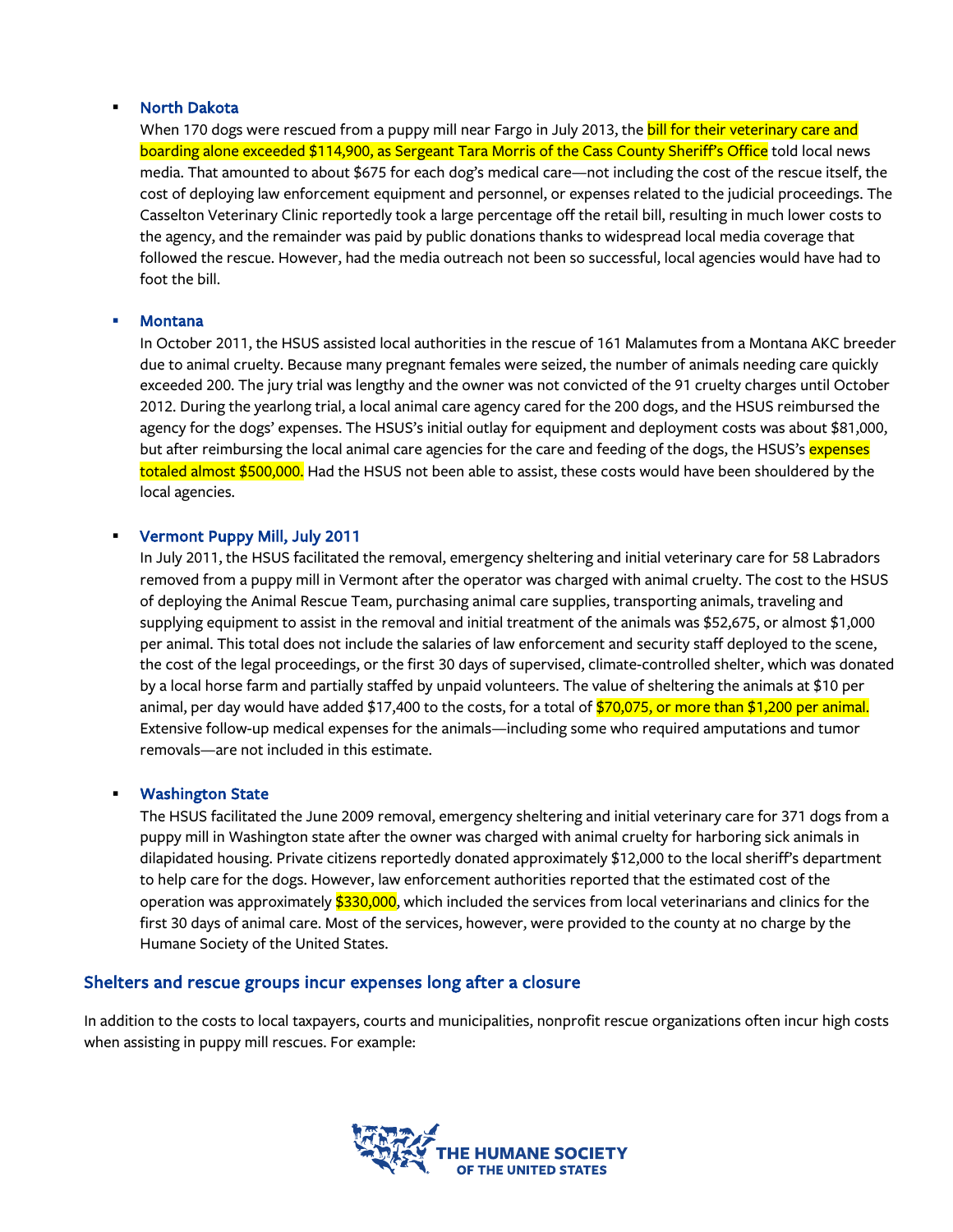- **North Dakota**
  When 170 dogs were rescued from a puppy mill near Fargo in July 2013, the bill for their veterinary care and boarding alone exceeded $114,900, as Sergeant Tara Morris of the Cass County Sheriff's Office told local news media. That amounted to about $675 for each dog's medical care—not including the cost of the rescue itself, the cost of deploying law enforcement equipment and personnel, or expenses related to the judicial proceedings. The Casselton Veterinary Clinic reportedly took a large percentage off the retail bill, resulting in much lower costs to the agency, and the remainder was paid by public donations thanks to widespread local media coverage that followed the rescue. However, had the media outreach not been so successful, local agencies would have had to foot the bill.

- **Montana**
  In October 2011, the HSUS assisted local authorities in the rescue of 161 Malamutes from a Montana AKC breeder due to animal cruelty. Because many pregnant females were seized, the number of animals needing care quickly exceeded 200. The jury trial was lengthy and the owner was not convicted of the 91 cruelty charges until October 2012. During the yearlong trial, a local animal care agency cared for the 200 dogs, and the HSUS reimbursed the agency for the dogs' expenses. The HSUS's initial outlay for equipment and deployment costs was about $81,000, but after reimbursing the local animal care agencies for the care and feeding of the dogs, the HSUS's expenses totaled almost $500,000. Had the HSUS not been able to assist, these costs would have been shouldered by the local agencies.

- **Vermont Puppy Mill, July 2011**
  In July 2011, the HSUS facilitated the removal, emergency sheltering and initial veterinary care for 58 Labradors removed from a puppy mill in Vermont after the operator was charged with animal cruelty. The cost to the HSUS of deploying the Animal Rescue Team, purchasing animal care supplies, transporting animals, traveling and supplying equipment to assist in the removal and initial treatment of the animals was $52,675, or almost $1,000 per animal. This total does not include the salaries of law enforcement and security staff deployed to the scene, the cost of the legal proceedings, or the first 30 days of supervised, climate-controlled shelter, which was donated by a local horse farm and partially staffed by unpaid volunteers. The value of sheltering the animals at $10 per animal, per day would have added $17,400 to the costs, for a total of $70,075, or more than $1,200 per animal. Extensive follow-up medical expenses for the animals—including some who required amputations and tumor removals—are not included in this estimate.

- **Washington State**
  The HSUS facilitated the June 2009 removal, emergency sheltering and initial veterinary care for 371 dogs from a puppy mill in Washington state after the owner was charged with animal cruelty for harboring sick animals in dilapidated housing. Private citizens reportedly donated approximately $12,000 to the local sheriff's department to help care for the dogs. However, law enforcement authorities reported that the estimated cost of the operation was approximately $330,000, which included the services from local veterinarians and clinics for the first 30 days of animal care. Most of the services, however, were provided to the county at no charge by the Humane Society of the United States.

## Shelters and rescue groups incur expenses long after a closure

In addition to the costs to local taxpayers, courts and municipalities, nonprofit rescue organizations often incur high costs when assisting in puppy mill rescues. For example: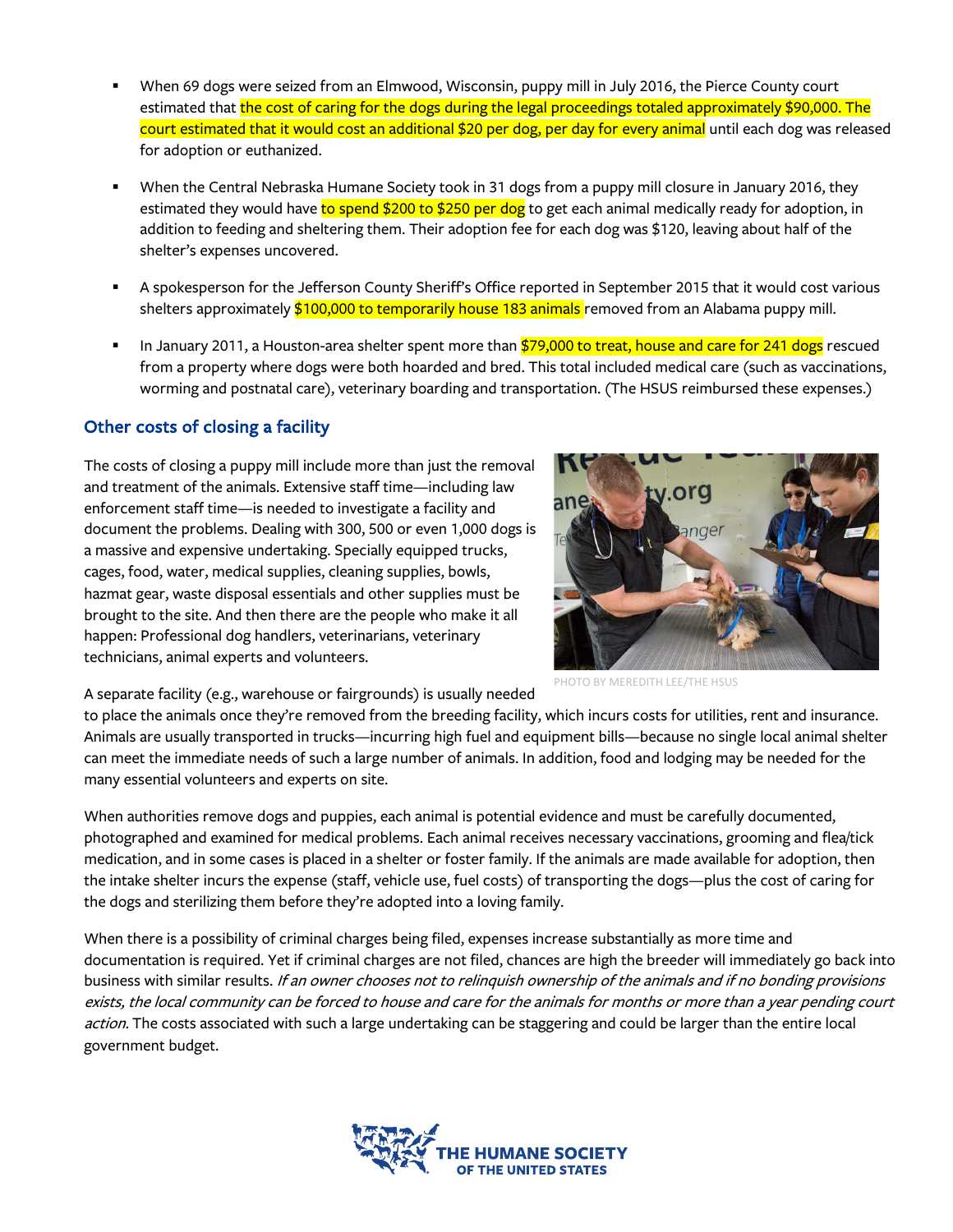- When 69 dogs were seized from an Elmwood, Wisconsin, puppy mill in July 2016, the Pierce County court estimated that the cost of caring for the dogs during the legal proceedings totaled approximately $90,000. The court estimated that it would cost an additional $20 per dog, per day for every animal until each dog was released for adoption or euthanized.

- When the Central Nebraska Humane Society took in 31 dogs from a puppy mill closure in January 2016, they estimated they would have to spend $200 to $250 per dog to get each animal medically ready for adoption, in addition to feeding and sheltering them. Their adoption fee for each dog was $120, leaving about half of the shelter's expenses uncovered.

- A spokesperson for the Jefferson County Sheriff's Office reported in September 2015 that it would cost various shelters approximately $100,000 to temporarily house 183 animals removed from an Alabama puppy mill.

- In January 2011, a Houston-area shelter spent more than $79,000 to treat, house and care for 241 dogs rescued from a property where dogs were both hoarded and bred. This total included medical care (such as vaccinations, worming and postnatal care), veterinary boarding and transportation. (The HSUS reimbursed these expenses.)

## Other costs of closing a facility

The costs of closing a puppy mill include more than just the removal and treatment of the animals. Extensive staff time—including law enforcement staff time—is needed to investigate a facility and document the problems. Dealing with 300, 500 or even 1,000 dogs is a massive and expensive undertaking. Specially equipped trucks, cages, food, water, medical supplies, cleaning supplies, bowls, hazmat gear, waste disposal essentials and other supplies must be brought to the site. And then there are the people who make it all happen: Professional dog handlers, veterinarians, veterinary technicians, animal experts and volunteers.

PHOTO BY MEREDITH LEE/THE HSUS

A separate facility (e.g., warehouse or fairgrounds) is usually needed to place the animals once they're removed from the breeding facility, which incurs costs for utilities, rent and insurance. Animals are usually transported in trucks—incurring high fuel and equipment bills—because no single local animal shelter can meet the immediate needs of such a large number of animals. In addition, food and lodging may be needed for the many essential volunteers and experts on site.

When authorities remove dogs and puppies, each animal is potential evidence and must be carefully documented, photographed and examined for medical problems. Each animal receives necessary vaccinations, grooming and flea/tick medication, and in some cases is placed in a shelter or foster family. If the animals are made available for adoption, then the intake shelter incurs the expense (staff, vehicle use, fuel costs) of transporting the dogs—plus the cost of caring for the dogs and sterilizing them before they're adopted into a loving family.

When there is a possibility of criminal charges being filed, expenses increase substantially as more time and documentation is required. Yet if criminal charges are not filed, chances are high the breeder will immediately go back into business with similar results. *If an owner chooses not to relinquish ownership of the animals and if no bonding provisions exists, the local community can be forced to house and care for the animals for months or more than a year pending court action.* The costs associated with such a large undertaking can be staggering and could be larger than the entire local government budget.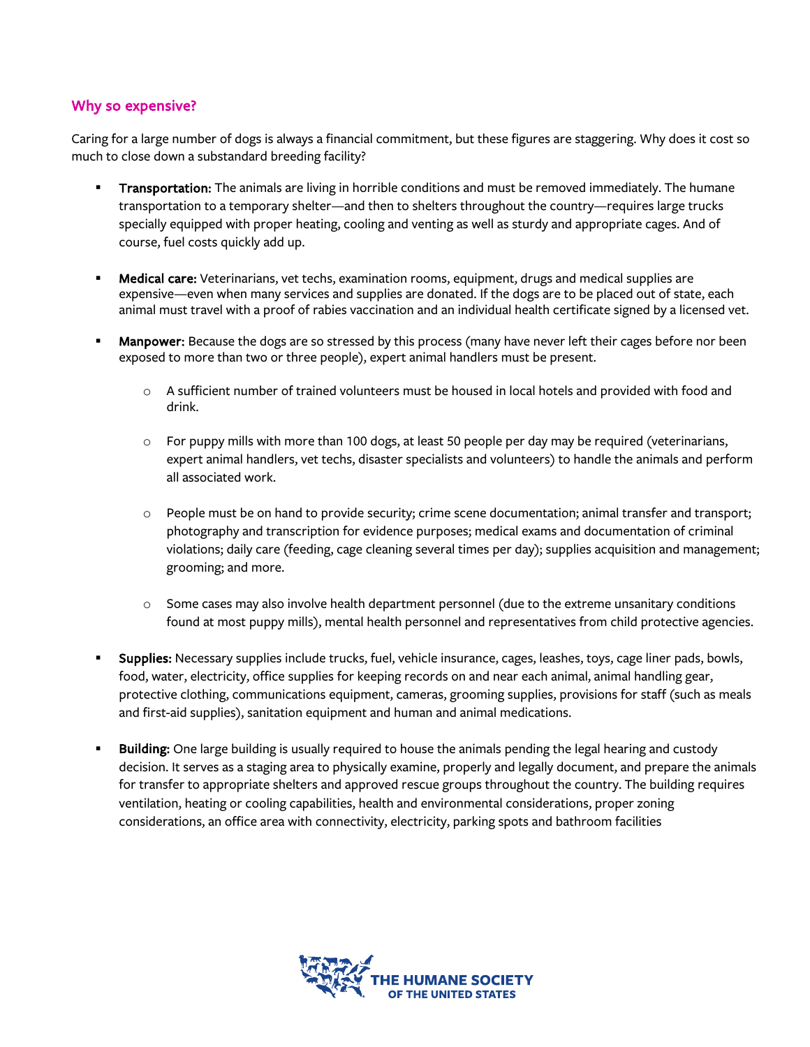## Why so expensive?

Caring for a large number of dogs is always a financial commitment, but these figures are staggering. Why does it cost so much to close down a substandard breeding facility?

- **Transportation:** The animals are living in horrible conditions and must be removed immediately. The humane transportation to a temporary shelter—and then to shelters throughout the country—requires large trucks specially equipped with proper heating, cooling and venting as well as sturdy and appropriate cages. And of course, fuel costs quickly add up.

- **Medical care:** Veterinarians, vet techs, examination rooms, equipment, drugs and medical supplies are expensive—even when many services and supplies are donated. If the dogs are to be placed out of state, each animal must travel with a proof of rabies vaccination and an individual health certificate signed by a licensed vet.

- **Manpower:** Because the dogs are so stressed by this process (many have never left their cages before nor been exposed to more than two or three people), expert animal handlers must be present.

  - A sufficient number of trained volunteers must be housed in local hotels and provided with food and drink.

  - For puppy mills with more than 100 dogs, at least 50 people per day may be required (veterinarians, expert animal handlers, vet techs, disaster specialists and volunteers) to handle the animals and perform all associated work.

  - People must be on hand to provide security; crime scene documentation; animal transfer and transport; photography and transcription for evidence purposes; medical exams and documentation of criminal violations; daily care (feeding, cage cleaning several times per day); supplies acquisition and management; grooming; and more.

  - Some cases may also involve health department personnel (due to the extreme unsanitary conditions found at most puppy mills), mental health personnel and representatives from child protective agencies.

- **Supplies:** Necessary supplies include trucks, fuel, vehicle insurance, cages, leashes, toys, cage liner pads, bowls, food, water, electricity, office supplies for keeping records on and near each animal, animal handling gear, protective clothing, communications equipment, cameras, grooming supplies, provisions for staff (such as meals and first-aid supplies), sanitation equipment and human and animal medications.

- **Building:** One large building is usually required to house the animals pending the legal hearing and custody decision. It serves as a staging area to physically examine, properly and legally document, and prepare the animals for transfer to appropriate shelters and approved rescue groups throughout the country. The building requires ventilation, heating or cooling capabilities, health and environmental considerations, proper zoning considerations, an office area with connectivity, electricity, parking spots and bathroom facilities